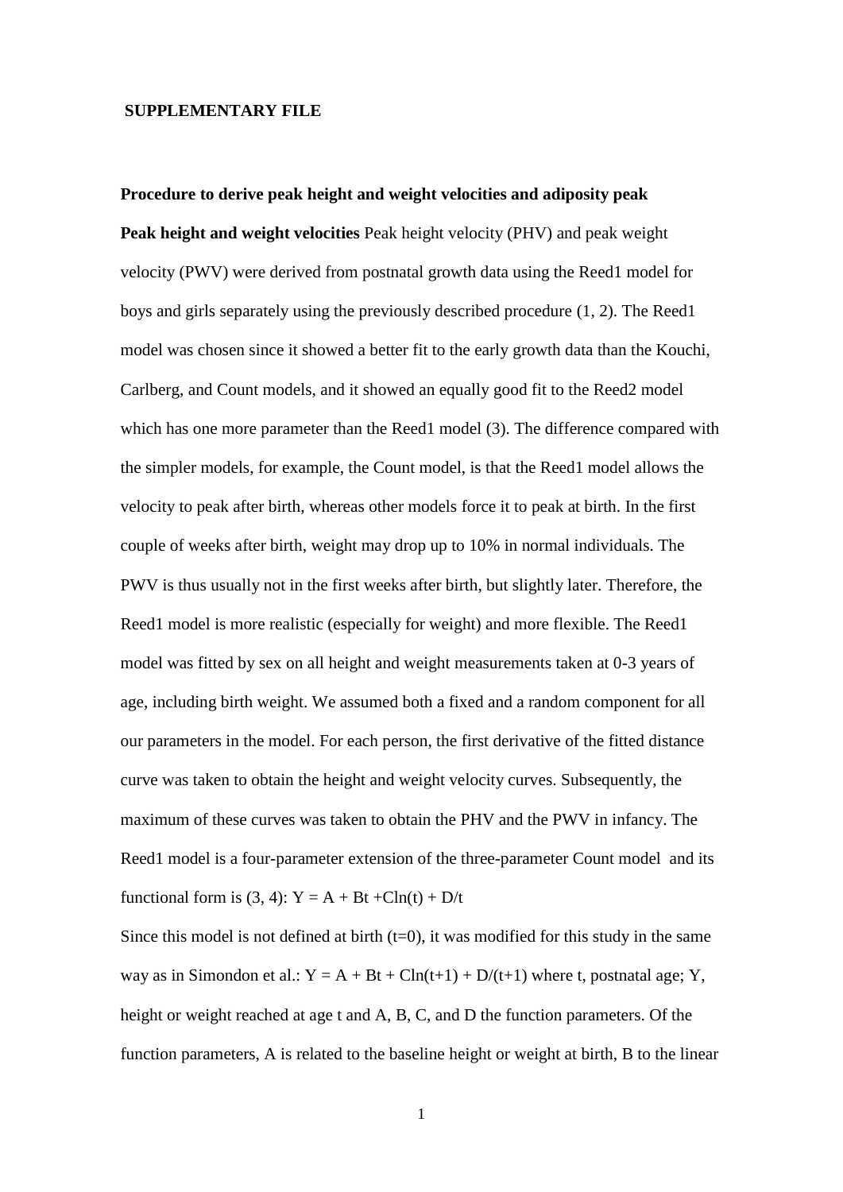## SUPPLEMENTARY FILE

### Procedure to derive peak height and weight velocities and adiposity peak

**Peak height and weight velocities** Peak height velocity (PHV) and peak weight velocity (PWV) were derived from postnatal growth data using the Reed1 model for boys and girls separately using the previously described procedure (1, 2). The Reed1 model was chosen since it showed a better fit to the early growth data than the Kouchi, Carlberg, and Count models, and it showed an equally good fit to the Reed2 model which has one more parameter than the Reed1 model (3). The difference compared with the simpler models, for example, the Count model, is that the Reed1 model allows the velocity to peak after birth, whereas other models force it to peak at birth. In the first couple of weeks after birth, weight may drop up to 10% in normal individuals. The PWV is thus usually not in the first weeks after birth, but slightly later. Therefore, the Reed1 model is more realistic (especially for weight) and more flexible. The Reed1 model was fitted by sex on all height and weight measurements taken at 0-3 years of age, including birth weight. We assumed both a fixed and a random component for all our parameters in the model. For each person, the first derivative of the fitted distance curve was taken to obtain the height and weight velocity curves. Subsequently, the maximum of these curves was taken to obtain the PHV and the PWV in infancy. The Reed1 model is a four-parameter extension of the three-parameter Count model and its functional form is (3, 4): $Y = A + Bt + C\ln(t) + D/t$

Since this model is not defined at birth ($t=0$), it was modified for this study in the same way as in Simondon et al.: $Y = A + Bt + C\ln(t+1) + D/(t+1)$ where t, postnatal age; Y, height or weight reached at age t and A, B, C, and D the function parameters. Of the function parameters, A is related to the baseline height or weight at birth, B to the linear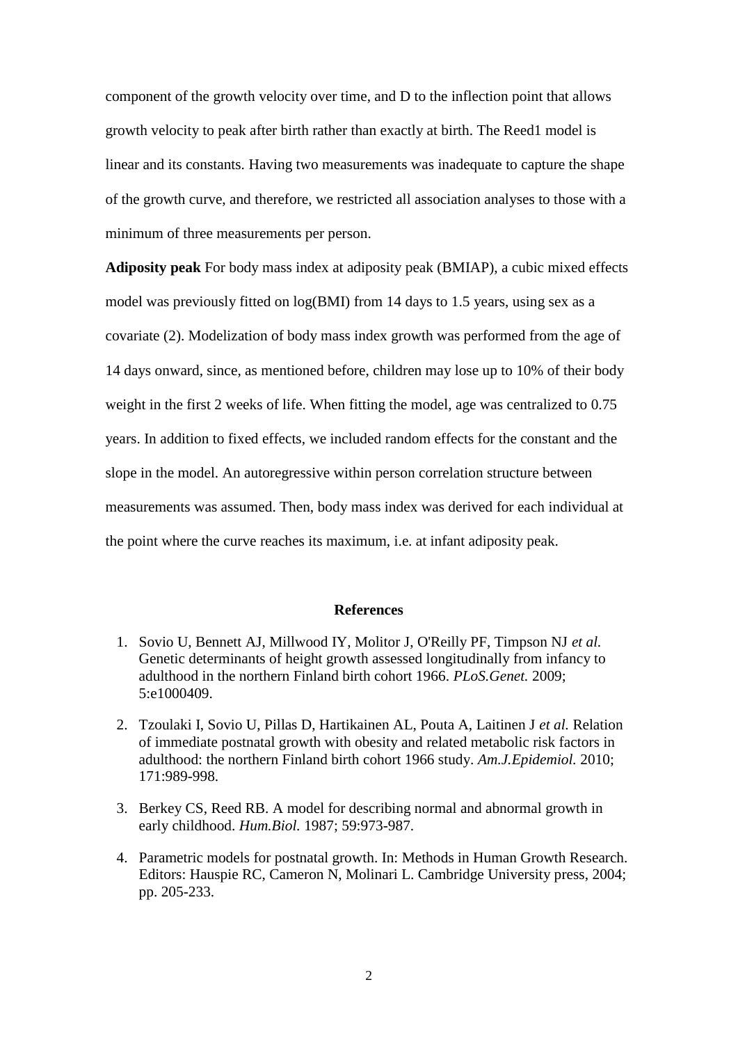component of the growth velocity over time, and D to the inflection point that allows growth velocity to peak after birth rather than exactly at birth. The Reed1 model is linear and its constants. Having two measurements was inadequate to capture the shape of the growth curve, and therefore, we restricted all association analyses to those with a minimum of three measurements per person.

**Adiposity peak** For body mass index at adiposity peak (BMIAP), a cubic mixed effects model was previously fitted on log(BMI) from 14 days to 1.5 years, using sex as a covariate (2). Modelization of body mass index growth was performed from the age of 14 days onward, since, as mentioned before, children may lose up to 10% of their body weight in the first 2 weeks of life. When fitting the model, age was centralized to 0.75 years. In addition to fixed effects, we included random effects for the constant and the slope in the model. An autoregressive within person correlation structure between measurements was assumed. Then, body mass index was derived for each individual at the point where the curve reaches its maximum, i.e. at infant adiposity peak.

## References

1. Sovio U, Bennett AJ, Millwood IY, Molitor J, O'Reilly PF, Timpson NJ *et al.* Genetic determinants of height growth assessed longitudinally from infancy to adulthood in the northern Finland birth cohort 1966. *PLoS.Genet.* 2009; 5:e1000409.
2. Tzoulaki I, Sovio U, Pillas D, Hartikainen AL, Pouta A, Laitinen J *et al.* Relation of immediate postnatal growth with obesity and related metabolic risk factors in adulthood: the northern Finland birth cohort 1966 study. *Am.J.Epidemiol.* 2010; 171:989-998.
3. Berkey CS, Reed RB. A model for describing normal and abnormal growth in early childhood. *Hum.Biol.* 1987; 59:973-987.
4. Parametric models for postnatal growth. In: Methods in Human Growth Research. Editors: Hauspie RC, Cameron N, Molinari L. Cambridge University press, 2004; pp. 205-233.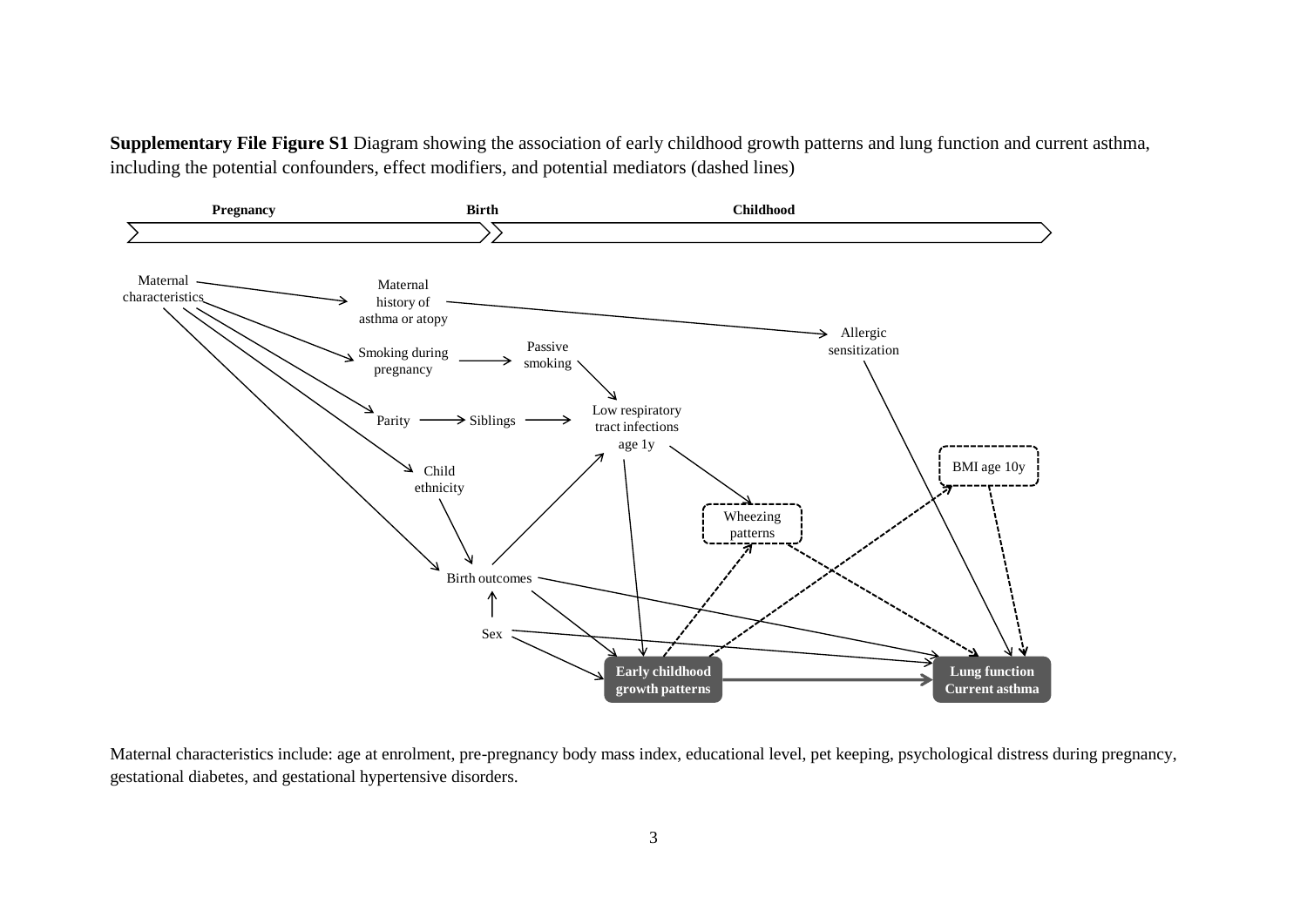**Supplementary File Figure S1** Diagram showing the association of early childhood growth patterns and lung function and current asthma, including the potential confounders, effect modifiers, and potential mediators (dashed lines)

Maternal characteristics include: age at enrolment, pre-pregnancy body mass index, educational level, pet keeping, psychological distress during pregnancy, gestational diabetes, and gestational hypertensive disorders.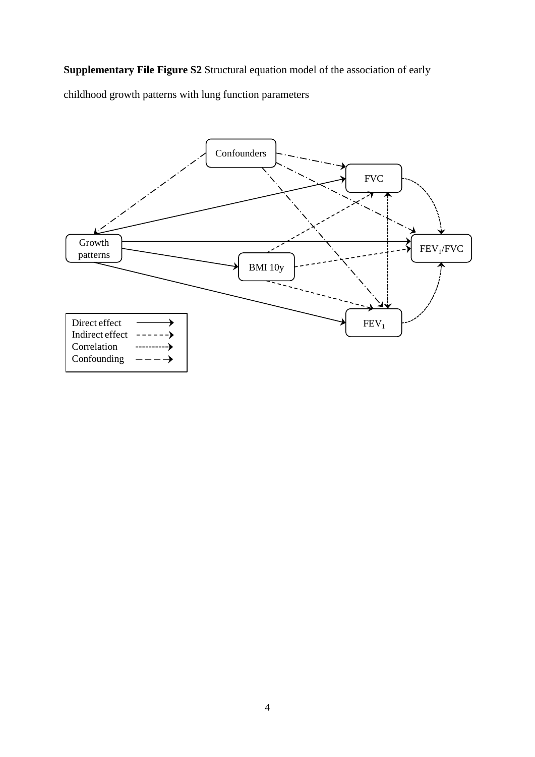**Supplementary File Figure S2** Structural equation model of the association of early childhood growth patterns with lung function parameters

Confounders

FVC

Growth patterns

$FEV_1/FVC$

BMI 10y

$FEV_1$

| Legend | |
|---|---|
| Direct effect | ⟶ |
| Indirect effect | - - - - - -› |
| Correlation | ·········› |
| Confounding | — — —› |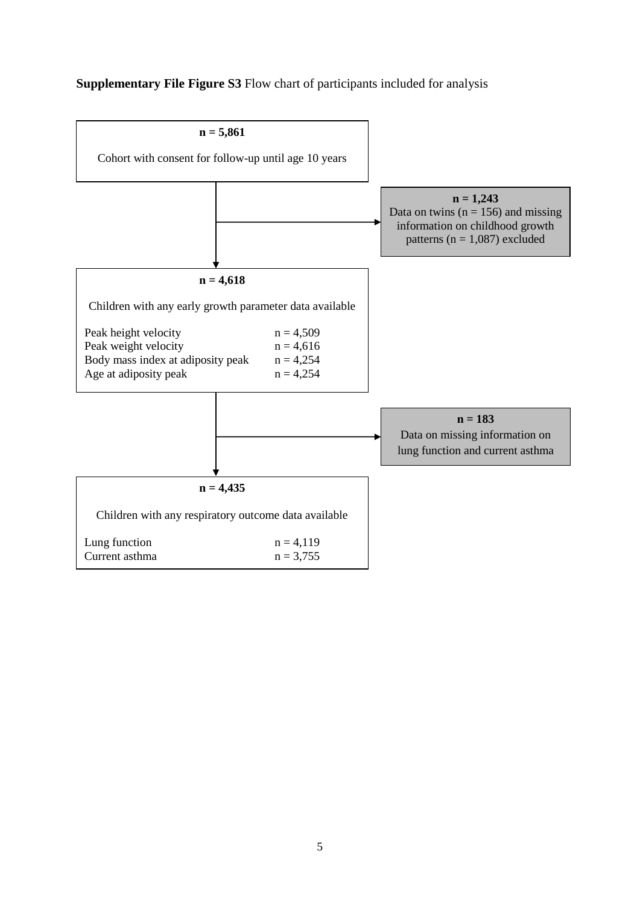**Supplementary File Figure S3** Flow chart of participants included for analysis

**n = 5,861**

Cohort with consent for follow-up until age 10 years

→ **n = 1,243**
Data on twins (n = 156) and missing information on childhood growth patterns (n = 1,087) excluded

**n = 4,618**

Children with any early growth parameter data available

| | |
|---|---|
| Peak height velocity | n = 4,509 |
| Peak weight velocity | n = 4,616 |
| Body mass index at adiposity peak | n = 4,254 |
| Age at adiposity peak | n = 4,254 |

→ **n = 183**
Data on missing information on lung function and current asthma

**n = 4,435**

Children with any respiratory outcome data available

| | |
|---|---|
| Lung function | n = 4,119 |
| Current asthma | n = 3,755 |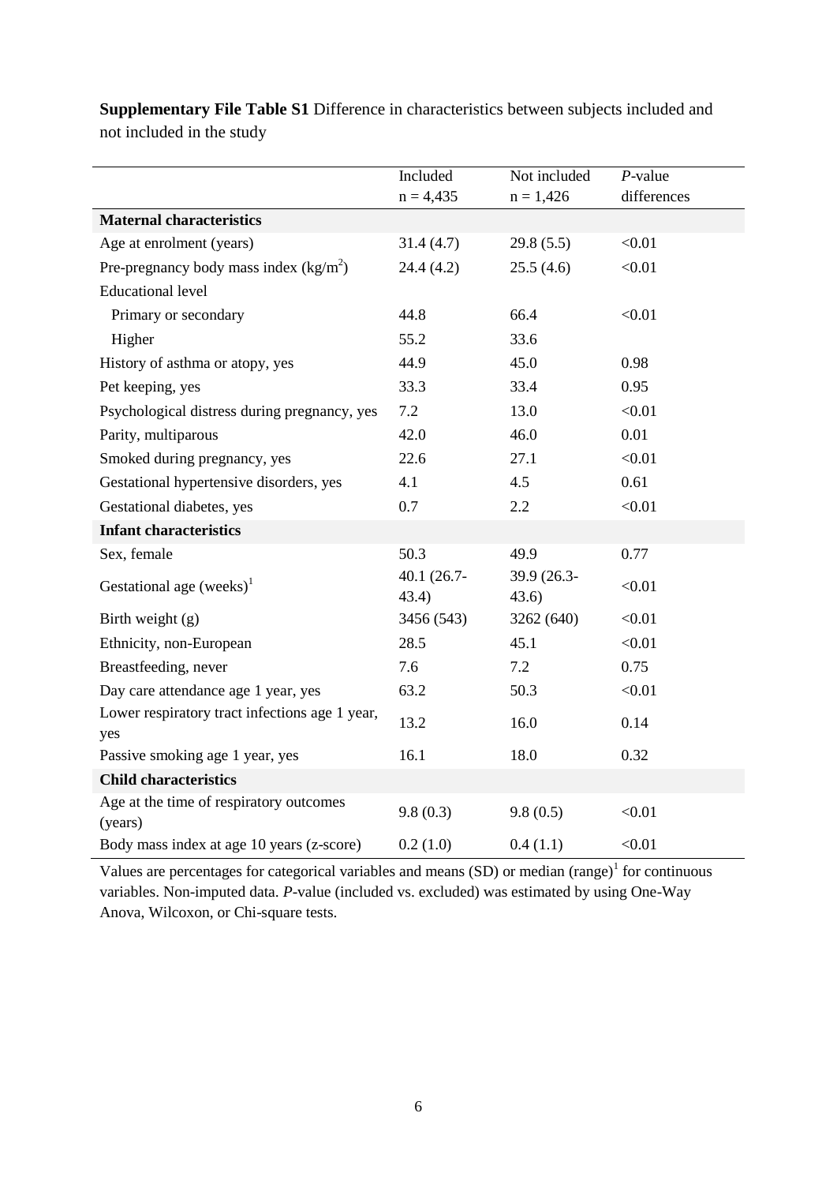**Supplementary File Table S1** Difference in characteristics between subjects included and not included in the study

| | Included<br>n = 4,435 | Not included<br>n = 1,426 | *P*-value differences |
|---|---|---|---|
| **Maternal characteristics** | | | |
| Age at enrolment (years) | 31.4 (4.7) | 29.8 (5.5) | <0.01 |
| Pre-pregnancy body mass index (kg/m$^2$) | 24.4 (4.2) | 25.5 (4.6) | <0.01 |
| Educational level | | | |
| Primary or secondary | 44.8 | 66.4 | <0.01 |
| Higher | 55.2 | 33.6 | |
| History of asthma or atopy, yes | 44.9 | 45.0 | 0.98 |
| Pet keeping, yes | 33.3 | 33.4 | 0.95 |
| Psychological distress during pregnancy, yes | 7.2 | 13.0 | <0.01 |
| Parity, multiparous | 42.0 | 46.0 | 0.01 |
| Smoked during pregnancy, yes | 22.6 | 27.1 | <0.01 |
| Gestational hypertensive disorders, yes | 4.1 | 4.5 | 0.61 |
| Gestational diabetes, yes | 0.7 | 2.2 | <0.01 |
| **Infant characteristics** | | | |
| Sex, female | 50.3 | 49.9 | 0.77 |
| Gestational age (weeks)[1] | 40.1 (26.7-43.4) | 39.9 (26.3-43.6) | <0.01 |
| Birth weight (g) | 3456 (543) | 3262 (640) | <0.01 |
| Ethnicity, non-European | 28.5 | 45.1 | <0.01 |
| Breastfeeding, never | 7.6 | 7.2 | 0.75 |
| Day care attendance age 1 year, yes | 63.2 | 50.3 | <0.01 |
| Lower respiratory tract infections age 1 year, yes | 13.2 | 16.0 | 0.14 |
| Passive smoking age 1 year, yes | 16.1 | 18.0 | 0.32 |
| **Child characteristics** | | | |
| Age at the time of respiratory outcomes (years) | 9.8 (0.3) | 9.8 (0.5) | <0.01 |
| Body mass index at age 10 years (z-score) | 0.2 (1.0) | 0.4 (1.1) | <0.01 |

Values are percentages for categorical variables and means (SD) or median (range)[1] for continuous variables. Non-imputed data. *P*-value (included vs. excluded) was estimated by using One-Way Anova, Wilcoxon, or Chi-square tests.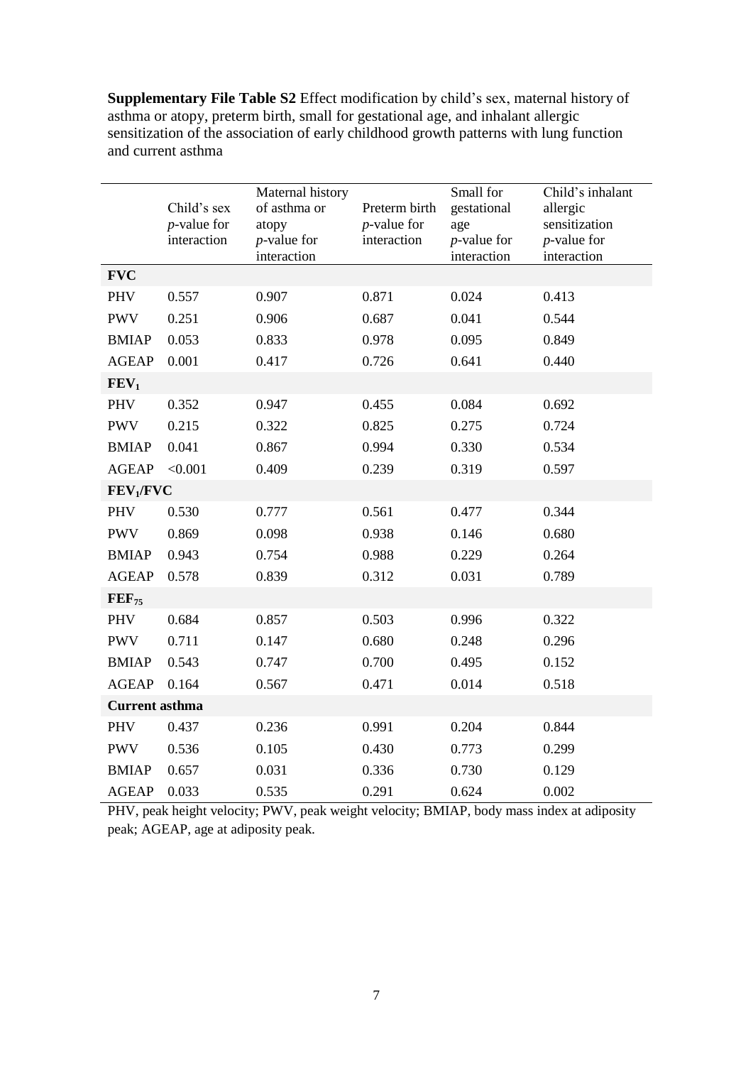**Supplementary File Table S2** Effect modification by child's sex, maternal history of asthma or atopy, preterm birth, small for gestational age, and inhalant allergic sensitization of the association of early childhood growth patterns with lung function and current asthma

| | Child's sex *p*-value for interaction | Maternal history of asthma or atopy *p*-value for interaction | Preterm birth *p*-value for interaction | Small for gestational age *p*-value for interaction | Child's inhalant allergic sensitization *p*-value for interaction |
|---|---|---|---|---|---|
| **FVC** | | | | | |
| PHV | 0.557 | 0.907 | 0.871 | 0.024 | 0.413 |
| PWV | 0.251 | 0.906 | 0.687 | 0.041 | 0.544 |
| BMIAP | 0.053 | 0.833 | 0.978 | 0.095 | 0.849 |
| AGEAP | 0.001 | 0.417 | 0.726 | 0.641 | 0.440 |
| **$FEV_1$** | | | | | |
| PHV | 0.352 | 0.947 | 0.455 | 0.084 | 0.692 |
| PWV | 0.215 | 0.322 | 0.825 | 0.275 | 0.724 |
| BMIAP | 0.041 | 0.867 | 0.994 | 0.330 | 0.534 |
| AGEAP | <0.001 | 0.409 | 0.239 | 0.319 | 0.597 |
| **$FEV_1$/FVC** | | | | | |
| PHV | 0.530 | 0.777 | 0.561 | 0.477 | 0.344 |
| PWV | 0.869 | 0.098 | 0.938 | 0.146 | 0.680 |
| BMIAP | 0.943 | 0.754 | 0.988 | 0.229 | 0.264 |
| AGEAP | 0.578 | 0.839 | 0.312 | 0.031 | 0.789 |
| **$FEF_{75}$** | | | | | |
| PHV | 0.684 | 0.857 | 0.503 | 0.996 | 0.322 |
| PWV | 0.711 | 0.147 | 0.680 | 0.248 | 0.296 |
| BMIAP | 0.543 | 0.747 | 0.700 | 0.495 | 0.152 |
| AGEAP | 0.164 | 0.567 | 0.471 | 0.014 | 0.518 |
| **Current asthma** | | | | | |
| PHV | 0.437 | 0.236 | 0.991 | 0.204 | 0.844 |
| PWV | 0.536 | 0.105 | 0.430 | 0.773 | 0.299 |
| BMIAP | 0.657 | 0.031 | 0.336 | 0.730 | 0.129 |
| AGEAP | 0.033 | 0.535 | 0.291 | 0.624 | 0.002 |

PHV, peak height velocity; PWV, peak weight velocity; BMIAP, body mass index at adiposity peak; AGEAP, age at adiposity peak.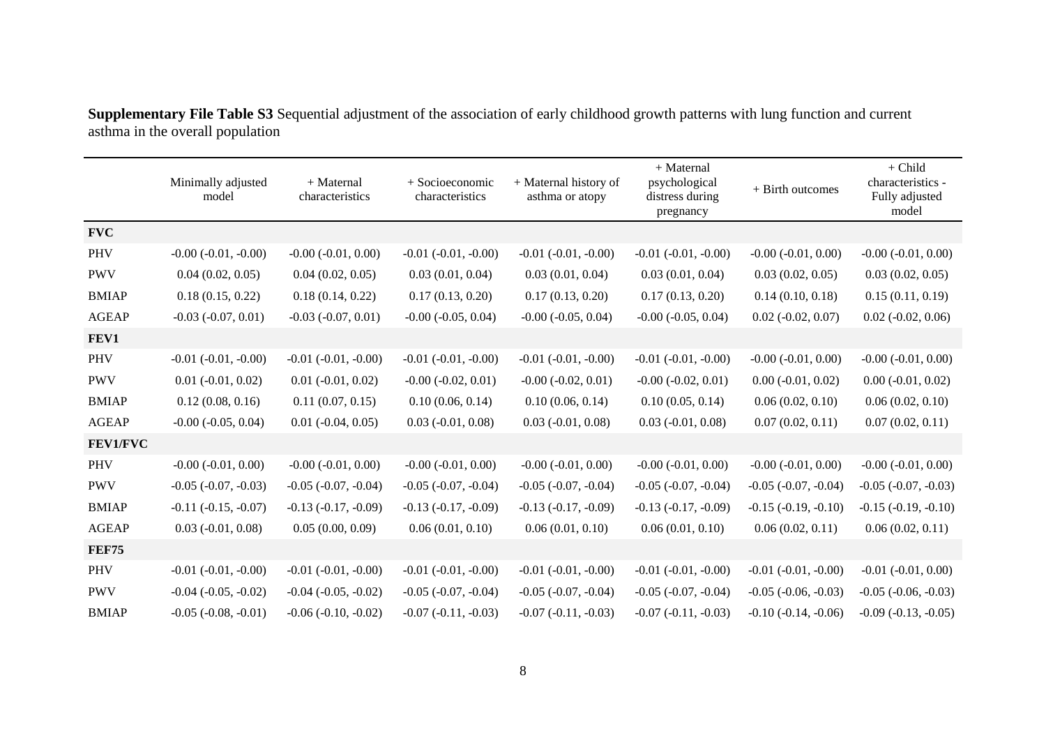**Supplementary File Table S3** Sequential adjustment of the association of early childhood growth patterns with lung function and current asthma in the overall population

| | Minimally adjusted model | + Maternal characteristics | + Socioeconomic characteristics | + Maternal history of asthma or atopy | + Maternal psychological distress during pregnancy | + Birth outcomes | + Child characteristics - Fully adjusted model |
|---|---|---|---|---|---|---|---|
| **FVC** | | | | | | | |
| PHV | -0.00 (-0.01, -0.00) | -0.00 (-0.01, 0.00) | -0.01 (-0.01, -0.00) | -0.01 (-0.01, -0.00) | -0.01 (-0.01, -0.00) | -0.00 (-0.01, 0.00) | -0.00 (-0.01, 0.00) |
| PWV | 0.04 (0.02, 0.05) | 0.04 (0.02, 0.05) | 0.03 (0.01, 0.04) | 0.03 (0.01, 0.04) | 0.03 (0.01, 0.04) | 0.03 (0.02, 0.05) | 0.03 (0.02, 0.05) |
| BMIAP | 0.18 (0.15, 0.22) | 0.18 (0.14, 0.22) | 0.17 (0.13, 0.20) | 0.17 (0.13, 0.20) | 0.17 (0.13, 0.20) | 0.14 (0.10, 0.18) | 0.15 (0.11, 0.19) |
| AGEAP | -0.03 (-0.07, 0.01) | -0.03 (-0.07, 0.01) | -0.00 (-0.05, 0.04) | -0.00 (-0.05, 0.04) | -0.00 (-0.05, 0.04) | 0.02 (-0.02, 0.07) | 0.02 (-0.02, 0.06) |
| **FEV1** | | | | | | | |
| PHV | -0.01 (-0.01, -0.00) | -0.01 (-0.01, -0.00) | -0.01 (-0.01, -0.00) | -0.01 (-0.01, -0.00) | -0.01 (-0.01, -0.00) | -0.00 (-0.01, 0.00) | -0.00 (-0.01, 0.00) |
| PWV | 0.01 (-0.01, 0.02) | 0.01 (-0.01, 0.02) | -0.00 (-0.02, 0.01) | -0.00 (-0.02, 0.01) | -0.00 (-0.02, 0.01) | 0.00 (-0.01, 0.02) | 0.00 (-0.01, 0.02) |
| BMIAP | 0.12 (0.08, 0.16) | 0.11 (0.07, 0.15) | 0.10 (0.06, 0.14) | 0.10 (0.06, 0.14) | 0.10 (0.05, 0.14) | 0.06 (0.02, 0.10) | 0.06 (0.02, 0.10) |
| AGEAP | -0.00 (-0.05, 0.04) | 0.01 (-0.04, 0.05) | 0.03 (-0.01, 0.08) | 0.03 (-0.01, 0.08) | 0.03 (-0.01, 0.08) | 0.07 (0.02, 0.11) | 0.07 (0.02, 0.11) |
| **FEV1/FVC** | | | | | | | |
| PHV | -0.00 (-0.01, 0.00) | -0.00 (-0.01, 0.00) | -0.00 (-0.01, 0.00) | -0.00 (-0.01, 0.00) | -0.00 (-0.01, 0.00) | -0.00 (-0.01, 0.00) | -0.00 (-0.01, 0.00) |
| PWV | -0.05 (-0.07, -0.03) | -0.05 (-0.07, -0.04) | -0.05 (-0.07, -0.04) | -0.05 (-0.07, -0.04) | -0.05 (-0.07, -0.04) | -0.05 (-0.07, -0.04) | -0.05 (-0.07, -0.03) |
| BMIAP | -0.11 (-0.15, -0.07) | -0.13 (-0.17, -0.09) | -0.13 (-0.17, -0.09) | -0.13 (-0.17, -0.09) | -0.13 (-0.17, -0.09) | -0.15 (-0.19, -0.10) | -0.15 (-0.19, -0.10) |
| AGEAP | 0.03 (-0.01, 0.08) | 0.05 (0.00, 0.09) | 0.06 (0.01, 0.10) | 0.06 (0.01, 0.10) | 0.06 (0.01, 0.10) | 0.06 (0.02, 0.11) | 0.06 (0.02, 0.11) |
| **FEF75** | | | | | | | |
| PHV | -0.01 (-0.01, -0.00) | -0.01 (-0.01, -0.00) | -0.01 (-0.01, -0.00) | -0.01 (-0.01, -0.00) | -0.01 (-0.01, -0.00) | -0.01 (-0.01, -0.00) | -0.01 (-0.01, 0.00) |
| PWV | -0.04 (-0.05, -0.02) | -0.04 (-0.05, -0.02) | -0.05 (-0.07, -0.04) | -0.05 (-0.07, -0.04) | -0.05 (-0.07, -0.04) | -0.05 (-0.06, -0.03) | -0.05 (-0.06, -0.03) |
| BMIAP | -0.05 (-0.08, -0.01) | -0.06 (-0.10, -0.02) | -0.07 (-0.11, -0.03) | -0.07 (-0.11, -0.03) | -0.07 (-0.11, -0.03) | -0.10 (-0.14, -0.06) | -0.09 (-0.13, -0.05) |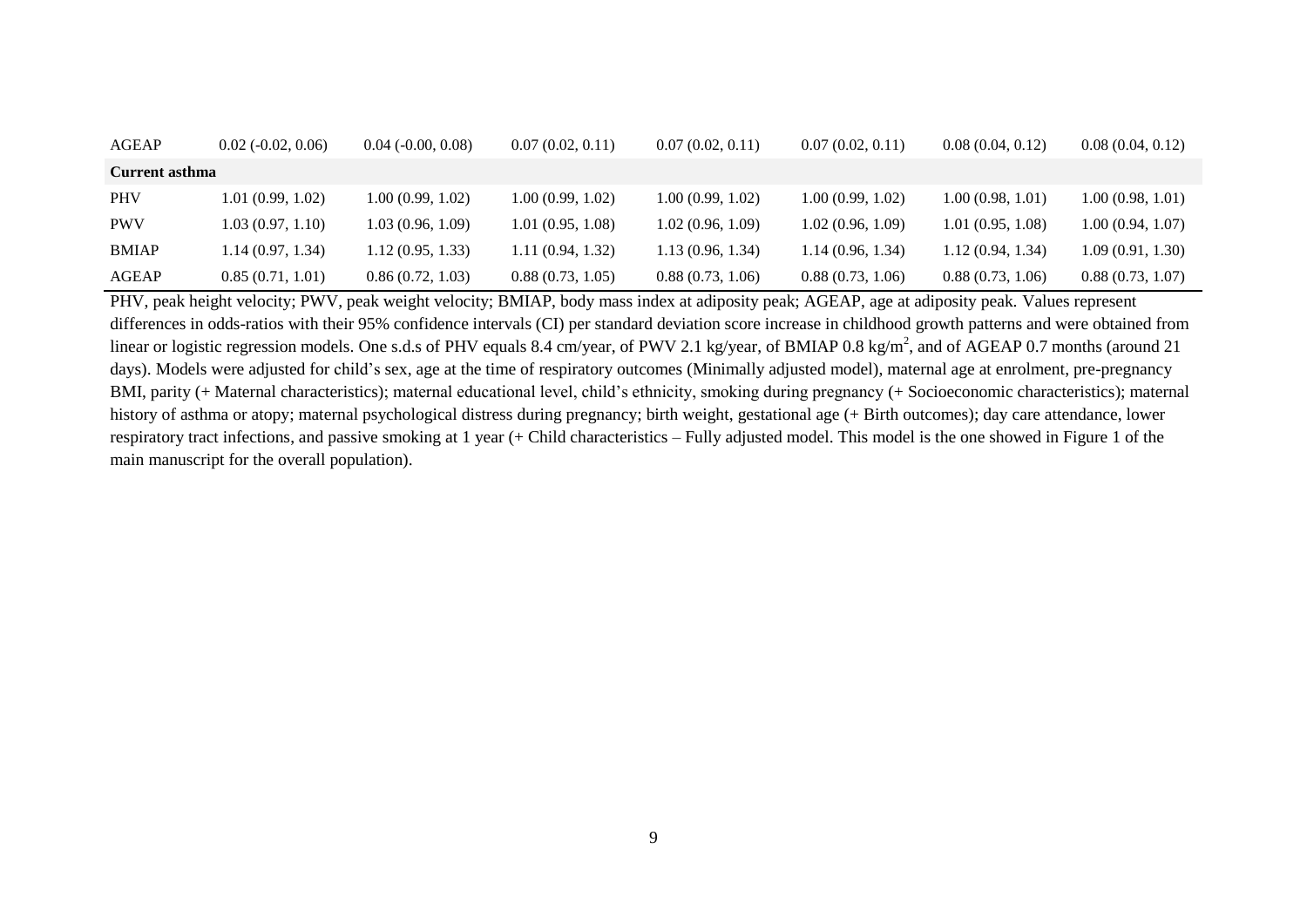| | | | | | | | |
|---|---|---|---|---|---|---|---|
| AGEAP | 0.02 (-0.02, 0.06) | 0.04 (-0.00, 0.08) | 0.07 (0.02, 0.11) | 0.07 (0.02, 0.11) | 0.07 (0.02, 0.11) | 0.08 (0.04, 0.12) | 0.08 (0.04, 0.12) |
| **Current asthma** | | | | | | | |
| PHV | 1.01 (0.99, 1.02) | 1.00 (0.99, 1.02) | 1.00 (0.99, 1.02) | 1.00 (0.99, 1.02) | 1.00 (0.99, 1.02) | 1.00 (0.98, 1.01) | 1.00 (0.98, 1.01) |
| PWV | 1.03 (0.97, 1.10) | 1.03 (0.96, 1.09) | 1.01 (0.95, 1.08) | 1.02 (0.96, 1.09) | 1.02 (0.96, 1.09) | 1.01 (0.95, 1.08) | 1.00 (0.94, 1.07) |
| BMIAP | 1.14 (0.97, 1.34) | 1.12 (0.95, 1.33) | 1.11 (0.94, 1.32) | 1.13 (0.96, 1.34) | 1.14 (0.96, 1.34) | 1.12 (0.94, 1.34) | 1.09 (0.91, 1.30) |
| AGEAP | 0.85 (0.71, 1.01) | 0.86 (0.72, 1.03) | 0.88 (0.73, 1.05) | 0.88 (0.73, 1.06) | 0.88 (0.73, 1.06) | 0.88 (0.73, 1.06) | 0.88 (0.73, 1.07) |

PHV, peak height velocity; PWV, peak weight velocity; BMIAP, body mass index at adiposity peak; AGEAP, age at adiposity peak. Values represent differences in odds-ratios with their 95% confidence intervals (CI) per standard deviation score increase in childhood growth patterns and were obtained from linear or logistic regression models. One s.d.s of PHV equals 8.4 cm/year, of PWV 2.1 kg/year, of BMIAP 0.8 kg/m$^2$, and of AGEAP 0.7 months (around 21 days). Models were adjusted for child's sex, age at the time of respiratory outcomes (Minimally adjusted model), maternal age at enrolment, pre-pregnancy BMI, parity (+ Maternal characteristics); maternal educational level, child's ethnicity, smoking during pregnancy (+ Socioeconomic characteristics); maternal history of asthma or atopy; maternal psychological distress during pregnancy; birth weight, gestational age (+ Birth outcomes); day care attendance, lower respiratory tract infections, and passive smoking at 1 year (+ Child characteristics – Fully adjusted model. This model is the one showed in Figure 1 of the main manuscript for the overall population).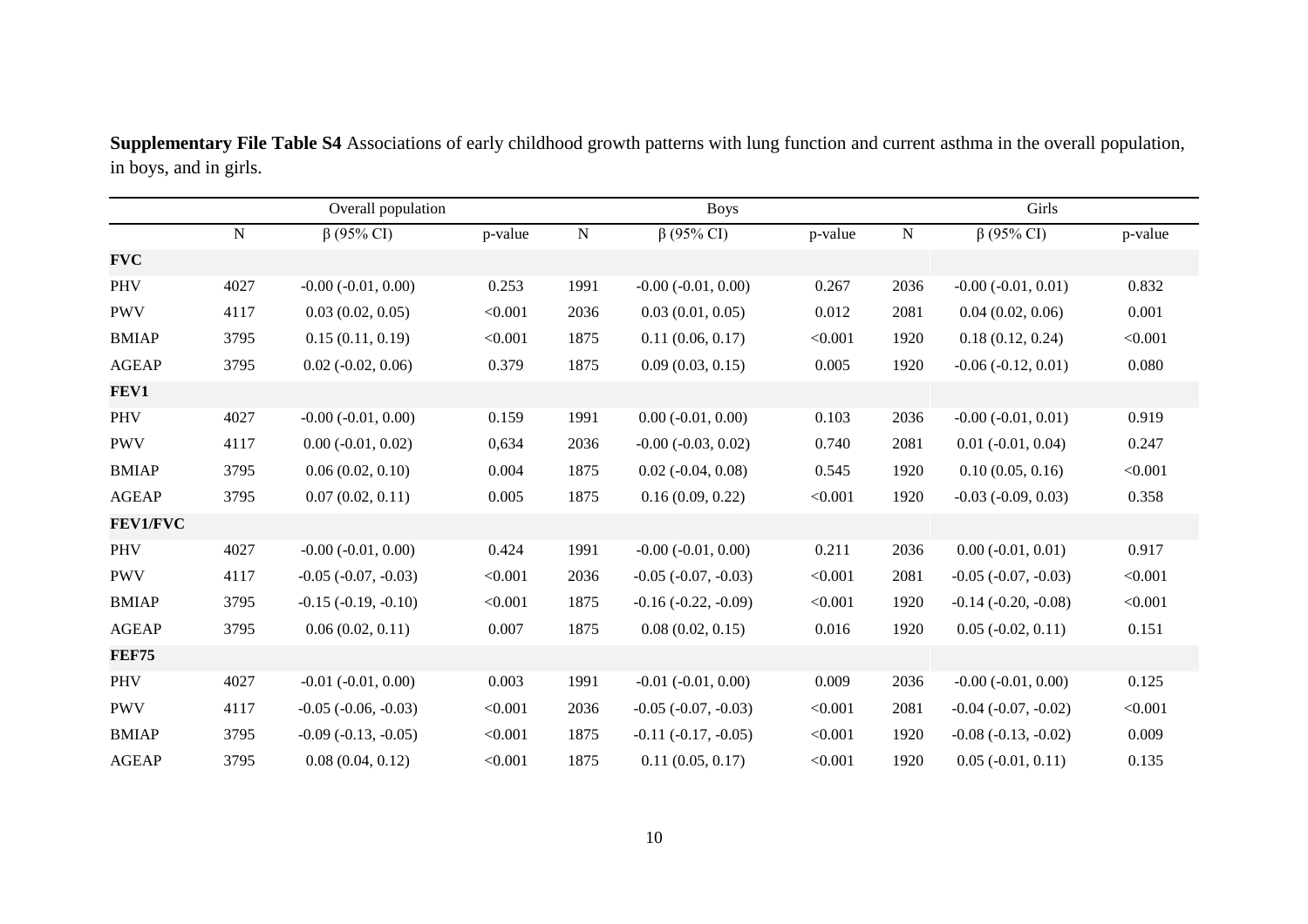**Supplementary File Table S4** Associations of early childhood growth patterns with lung function and current asthma in the overall population, in boys, and in girls.

| | Overall population | | | Boys | | | Girls | | |
|---|---|---|---|---|---|---|---|---|---|
| | N | β (95% CI) | p-value | N | β (95% CI) | p-value | N | β (95% CI) | p-value |
| **FVC** | | | | | | | | | |
| PHV | 4027 | -0.00 (-0.01, 0.00) | 0.253 | 1991 | -0.00 (-0.01, 0.00) | 0.267 | 2036 | -0.00 (-0.01, 0.01) | 0.832 |
| PWV | 4117 | 0.03 (0.02, 0.05) | <0.001 | 2036 | 0.03 (0.01, 0.05) | 0.012 | 2081 | 0.04 (0.02, 0.06) | 0.001 |
| BMIAP | 3795 | 0.15 (0.11, 0.19) | <0.001 | 1875 | 0.11 (0.06, 0.17) | <0.001 | 1920 | 0.18 (0.12, 0.24) | <0.001 |
| AGEAP | 3795 | 0.02 (-0.02, 0.06) | 0.379 | 1875 | 0.09 (0.03, 0.15) | 0.005 | 1920 | -0.06 (-0.12, 0.01) | 0.080 |
| **FEV1** | | | | | | | | | |
| PHV | 4027 | -0.00 (-0.01, 0.00) | 0.159 | 1991 | 0.00 (-0.01, 0.00) | 0.103 | 2036 | -0.00 (-0.01, 0.01) | 0.919 |
| PWV | 4117 | 0.00 (-0.01, 0.02) | 0,634 | 2036 | -0.00 (-0.03, 0.02) | 0.740 | 2081 | 0.01 (-0.01, 0.04) | 0.247 |
| BMIAP | 3795 | 0.06 (0.02, 0.10) | 0.004 | 1875 | 0.02 (-0.04, 0.08) | 0.545 | 1920 | 0.10 (0.05, 0.16) | <0.001 |
| AGEAP | 3795 | 0.07 (0.02, 0.11) | 0.005 | 1875 | 0.16 (0.09, 0.22) | <0.001 | 1920 | -0.03 (-0.09, 0.03) | 0.358 |
| **FEV1/FVC** | | | | | | | | | |
| PHV | 4027 | -0.00 (-0.01, 0.00) | 0.424 | 1991 | -0.00 (-0.01, 0.00) | 0.211 | 2036 | 0.00 (-0.01, 0.01) | 0.917 |
| PWV | 4117 | -0.05 (-0.07, -0.03) | <0.001 | 2036 | -0.05 (-0.07, -0.03) | <0.001 | 2081 | -0.05 (-0.07, -0.03) | <0.001 |
| BMIAP | 3795 | -0.15 (-0.19, -0.10) | <0.001 | 1875 | -0.16 (-0.22, -0.09) | <0.001 | 1920 | -0.14 (-0.20, -0.08) | <0.001 |
| AGEAP | 3795 | 0.06 (0.02, 0.11) | 0.007 | 1875 | 0.08 (0.02, 0.15) | 0.016 | 1920 | 0.05 (-0.02, 0.11) | 0.151 |
| **FEF75** | | | | | | | | | |
| PHV | 4027 | -0.01 (-0.01, 0.00) | 0.003 | 1991 | -0.01 (-0.01, 0.00) | 0.009 | 2036 | -0.00 (-0.01, 0.00) | 0.125 |
| PWV | 4117 | -0.05 (-0.06, -0.03) | <0.001 | 2036 | -0.05 (-0.07, -0.03) | <0.001 | 2081 | -0.04 (-0.07, -0.02) | <0.001 |
| BMIAP | 3795 | -0.09 (-0.13, -0.05) | <0.001 | 1875 | -0.11 (-0.17, -0.05) | <0.001 | 1920 | -0.08 (-0.13, -0.02) | 0.009 |
| AGEAP | 3795 | 0.08 (0.04, 0.12) | <0.001 | 1875 | 0.11 (0.05, 0.17) | <0.001 | 1920 | 0.05 (-0.01, 0.11) | 0.135 |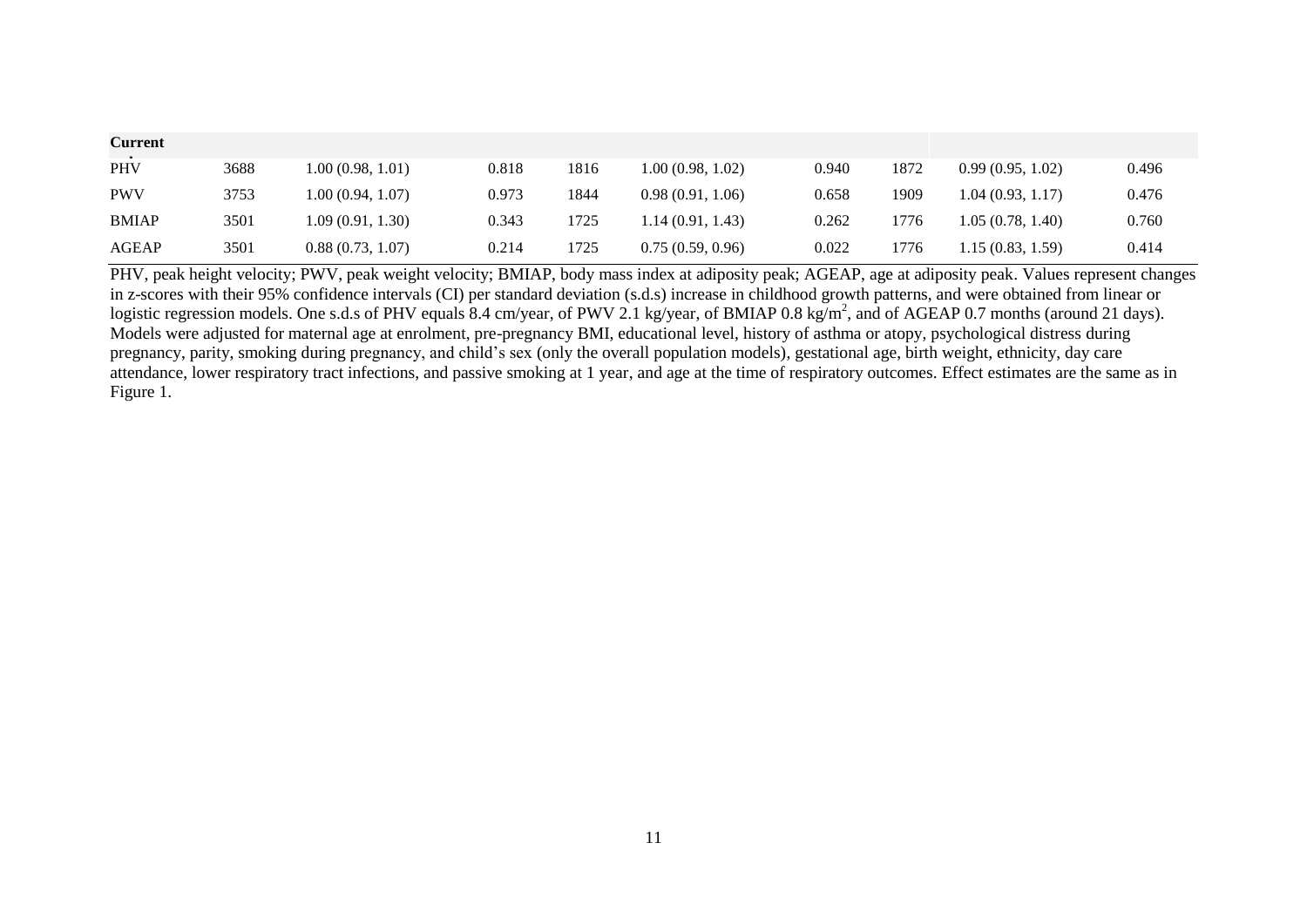| | | | | | | | | | |
|---|---|---|---|---|---|---|---|---|---|
| **Current** | | | | | | | | | |
| PHV | 3688 | 1.00 (0.98, 1.01) | 0.818 | 1816 | 1.00 (0.98, 1.02) | 0.940 | 1872 | 0.99 (0.95, 1.02) | 0.496 |
| PWV | 3753 | 1.00 (0.94, 1.07) | 0.973 | 1844 | 0.98 (0.91, 1.06) | 0.658 | 1909 | 1.04 (0.93, 1.17) | 0.476 |
| BMIAP | 3501 | 1.09 (0.91, 1.30) | 0.343 | 1725 | 1.14 (0.91, 1.43) | 0.262 | 1776 | 1.05 (0.78, 1.40) | 0.760 |
| AGEAP | 3501 | 0.88 (0.73, 1.07) | 0.214 | 1725 | 0.75 (0.59, 0.96) | 0.022 | 1776 | 1.15 (0.83, 1.59) | 0.414 |

PHV, peak height velocity; PWV, peak weight velocity; BMIAP, body mass index at adiposity peak; AGEAP, age at adiposity peak. Values represent changes in z-scores with their 95% confidence intervals (CI) per standard deviation (s.d.s) increase in childhood growth patterns, and were obtained from linear or logistic regression models. One s.d.s of PHV equals 8.4 cm/year, of PWV 2.1 kg/year, of BMIAP 0.8 kg/m$^2$, and of AGEAP 0.7 months (around 21 days). Models were adjusted for maternal age at enrolment, pre-pregnancy BMI, educational level, history of asthma or atopy, psychological distress during pregnancy, parity, smoking during pregnancy, and child's sex (only the overall population models), gestational age, birth weight, ethnicity, day care attendance, lower respiratory tract infections, and passive smoking at 1 year, and age at the time of respiratory outcomes. Effect estimates are the same as in Figure 1.